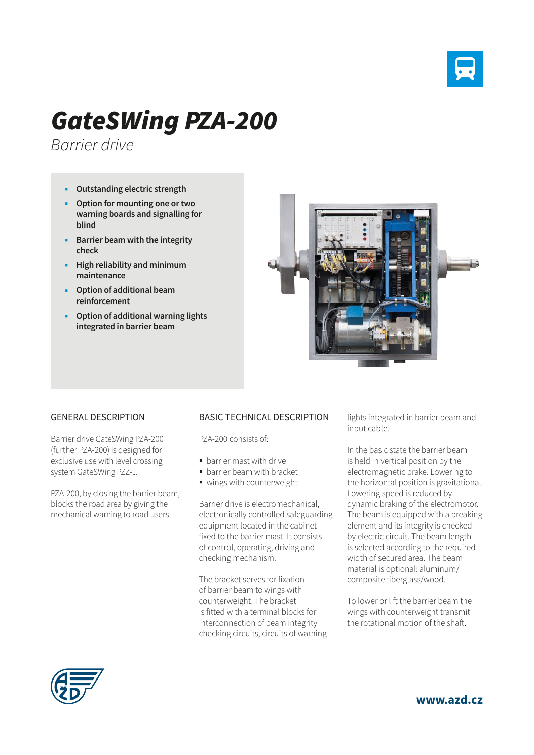# GateSWing PZA-200

*Barrier drive*

- **Outstanding electric strength**
- **Option for mounting one or two warning boards and signalling for blind**
- **Barrier beam with the integrity check**
- **High reliability and minimum maintenance**
- **Option of additional beam reinforcement**
- **Option of additional warning lights integrated in barrier beam**

## GENERAL DESCRIPTION

Barrier drive GateSWing PZA-200 (further PZA-200) is designed for exclusive use with level crossing system GateSWing PZZ-J.

PZA-200, by closing the barrier beam, blocks the road area by giving the mechanical warning to road users.

## BASIC TECHNICAL DESCRIPTION

PZA-200 consists of:

- barrier mast with drive
- barrier beam with bracket
- wings with counterweight

Barrier drive is electromechanical, electronically controlled safeguarding equipment located in the cabinet fixed to the barrier mast. It consists of control, operating, driving and checking mechanism.

The bracket serves for fixation of barrier beam to wings with counterweight. The bracket is fitted with a terminal blocks for interconnection of beam integrity checking circuits, circuits of warning lights integrated in barrier beam and input cable.

In the basic state the barrier beam is held in vertical position by the electromagnetic brake. Lowering to the horizontal position is gravitational. Lowering speed is reduced by dynamic braking of the electromotor. The beam is equipped with a breaking element and its integrity is checked by electric circuit. The beam length is selected according to the required width of secured area. The beam material is optional: aluminum/composite fiberglass/wood.

To lower or lift the barrier beam the wings with counterweight transmit the rotational motion of the shaft.

**www.azd.cz**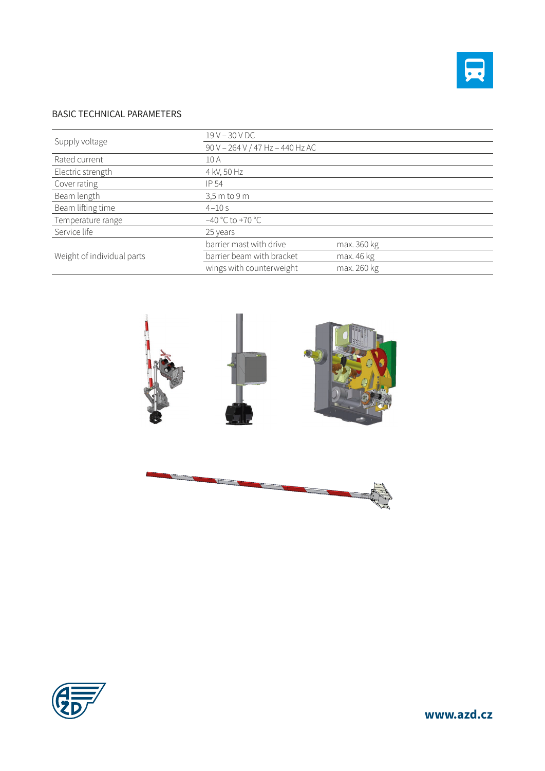## BASIC TECHNICAL PARAMETERS

| | | |
|---|---|---|
| Supply voltage | 19 V – 30 V DC | |
| | 90 V – 264 V / 47 Hz – 440 Hz AC | |
| Rated current | 10 A | |
| Electric strength | 4 kV, 50 Hz | |
| Cover rating | IP 54 | |
| Beam length | 3,5 m to 9 m | |
| Beam lifting time | 4–10 s | |
| Temperature range | −40 °C to +70 °C | |
| Service life | 25 years | |
| Weight of individual parts | barrier mast with drive | max. 360 kg |
| | barrier beam with bracket | max. 46 kg |
| | wings with counterweight | max. 260 kg |

www.azd.cz